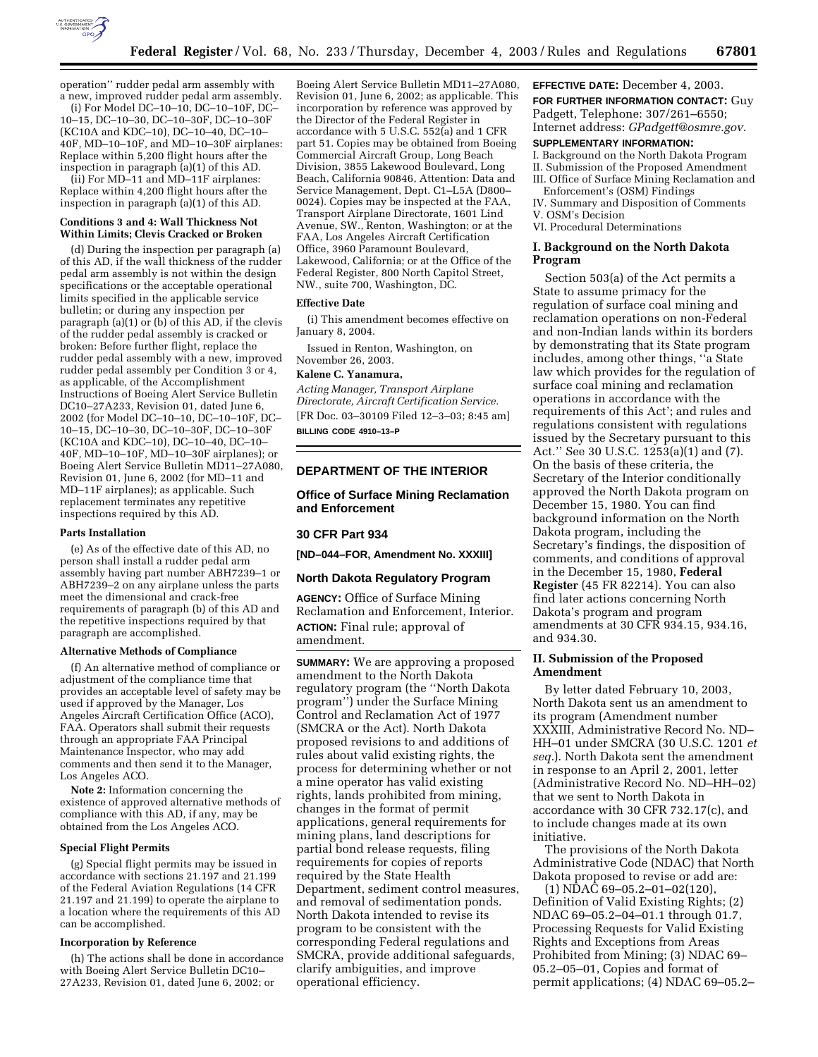operation'' rudder pedal arm assembly with a new, improved rudder pedal arm assembly.

(i) For Model DC–10–10, DC–10–10F, DC–10–15, DC–10–30, DC–10–30F, DC–10–30F (KC10A and KDC–10), DC–10–40, DC–10–40F, MD–10–10F, and MD–10–30F airplanes: Replace within 5,200 flight hours after the inspection in paragraph (a)(1) of this AD.

(ii) For MD–11 and MD–11F airplanes: Replace within 4,200 flight hours after the inspection in paragraph (a)(1) of this AD.

**Conditions 3 and 4: Wall Thickness Not Within Limits; Clevis Cracked or Broken**

(d) During the inspection per paragraph (a) of this AD, if the wall thickness of the rudder pedal arm assembly is not within the design specifications or the acceptable operational limits specified in the applicable service bulletin; or during any inspection per paragraph (a)(1) or (b) of this AD, if the clevis of the rudder pedal assembly is cracked or broken: Before further flight, replace the rudder pedal assembly with a new, improved rudder pedal assembly per Condition 3 or 4, as applicable, of the Accomplishment Instructions of Boeing Alert Service Bulletin DC10–27A233, Revision 01, dated June 6, 2002 (for Model DC–10–10, DC–10–10F, DC–10–15, DC–10–30, DC–10–30F, DC–10–30F (KC10A and KDC–10), DC–10–40, DC–10–40F, MD–10–10F, MD–10–30F airplanes); or Boeing Alert Service Bulletin MD11–27A080, Revision 01, June 6, 2002 (for MD–11 and MD–11F airplanes); as applicable. Such replacement terminates any repetitive inspections required by this AD.

**Parts Installation**

(e) As of the effective date of this AD, no person shall install a rudder pedal arm assembly having part number ABH7239–1 or ABH7239–2 on any airplane unless the parts meet the dimensional and crack-free requirements of paragraph (b) of this AD and the repetitive inspections required by that paragraph are accomplished.

**Alternative Methods of Compliance**

(f) An alternative method of compliance or adjustment of the compliance time that provides an acceptable level of safety may be used if approved by the Manager, Los Angeles Aircraft Certification Office (ACO), FAA. Operators shall submit their requests through an appropriate FAA Principal Maintenance Inspector, who may add comments and then send it to the Manager, Los Angeles ACO.

**Note 2:** Information concerning the existence of approved alternative methods of compliance with this AD, if any, may be obtained from the Los Angeles ACO.

**Special Flight Permits**

(g) Special flight permits may be issued in accordance with sections 21.197 and 21.199 of the Federal Aviation Regulations (14 CFR 21.197 and 21.199) to operate the airplane to a location where the requirements of this AD can be accomplished.

**Incorporation by Reference**

(h) The actions shall be done in accordance with Boeing Alert Service Bulletin DC10–27A233, Revision 01, dated June 6, 2002; or Boeing Alert Service Bulletin MD11–27A080, Revision 01, June 6, 2002; as applicable. This incorporation by reference was approved by the Director of the Federal Register in accordance with 5 U.S.C. 552(a) and 1 CFR part 51. Copies may be obtained from Boeing Commercial Aircraft Group, Long Beach Division, 3855 Lakewood Boulevard, Long Beach, California 90846, Attention: Data and Service Management, Dept. C1–L5A (D800–0024). Copies may be inspected at the FAA, Transport Airplane Directorate, 1601 Lind Avenue, SW., Renton, Washington; or at the FAA, Los Angeles Aircraft Certification Office, 3960 Paramount Boulevard, Lakewood, California; or at the Office of the Federal Register, 800 North Capitol Street, NW., suite 700, Washington, DC.

**Effective Date**

(i) This amendment becomes effective on January 8, 2004.

Issued in Renton, Washington, on November 26, 2003.

**Kalene C. Yanamura,**

*Acting Manager, Transport Airplane Directorate, Aircraft Certification Service.*

[FR Doc. 03–30109 Filed 12–3–03; 8:45 am]

**BILLING CODE 4910–13–P**

---

## DEPARTMENT OF THE INTERIOR

### Office of Surface Mining Reclamation and Enforcement

### 30 CFR Part 934

**[ND–044–FOR, Amendment No. XXXIII]**

### North Dakota Regulatory Program

**AGENCY:** Office of Surface Mining Reclamation and Enforcement, Interior.

**ACTION:** Final rule; approval of amendment.

**SUMMARY:** We are approving a proposed amendment to the North Dakota regulatory program (the ''North Dakota program'') under the Surface Mining Control and Reclamation Act of 1977 (SMCRA or the Act). North Dakota proposed revisions to and additions of rules about valid existing rights, the process for determining whether or not a mine operator has valid existing rights, lands prohibited from mining, changes in the format of permit applications, general requirements for mining plans, land descriptions for partial bond release requests, filing requirements for copies of reports required by the State Health Department, sediment control measures, and removal of sedimentation ponds. North Dakota intended to revise its program to be consistent with the corresponding Federal regulations and SMCRA, provide additional safeguards, clarify ambiguities, and improve operational efficiency.

**EFFECTIVE DATE:** December 4, 2003.

**FOR FURTHER INFORMATION CONTACT:** Guy Padgett, Telephone: 307/261–6550; Internet address: *GPadgett@osmre.gov.*

**SUPPLEMENTARY INFORMATION:**

I. Background on the North Dakota Program
II. Submission of the Proposed Amendment
III. Office of Surface Mining Reclamation and Enforcement's (OSM) Findings
IV. Summary and Disposition of Comments
V. OSM's Decision
VI. Procedural Determinations

### I. Background on the North Dakota Program

Section 503(a) of the Act permits a State to assume primacy for the regulation of surface coal mining and reclamation operations on non-Federal and non-Indian lands within its borders by demonstrating that its State program includes, among other things, ''a State law which provides for the regulation of surface coal mining and reclamation operations in accordance with the requirements of this Act'; and rules and regulations consistent with regulations issued by the Secretary pursuant to this Act.'' See 30 U.S.C. 1253(a)(1) and (7). On the basis of these criteria, the Secretary of the Interior conditionally approved the North Dakota program on December 15, 1980. You can find background information on the North Dakota program, including the Secretary's findings, the disposition of comments, and conditions of approval in the December 15, 1980, **Federal Register** (45 FR 82214). You can also find later actions concerning North Dakota's program and program amendments at 30 CFR 934.15, 934.16, and 934.30.

### II. Submission of the Proposed Amendment

By letter dated February 10, 2003, North Dakota sent us an amendment to its program (Amendment number XXXIII, Administrative Record No. ND–HH–01 under SMCRA (30 U.S.C. 1201 *et seq.*). North Dakota sent the amendment in response to an April 2, 2001, letter (Administrative Record No. ND–HH–02) that we sent to North Dakota in accordance with 30 CFR 732.17(c), and to include changes made at its own initiative.

The provisions of the North Dakota Administrative Code (NDAC) that North Dakota proposed to revise or add are:

(1) NDAC 69–05.2–01–02(120), Definition of Valid Existing Rights; (2) NDAC 69–05.2–04–01.1 through 01.7, Processing Requests for Valid Existing Rights and Exceptions from Areas Prohibited from Mining; (3) NDAC 69–05.2–05–01, Copies and format of permit applications; (4) NDAC 69–05.2–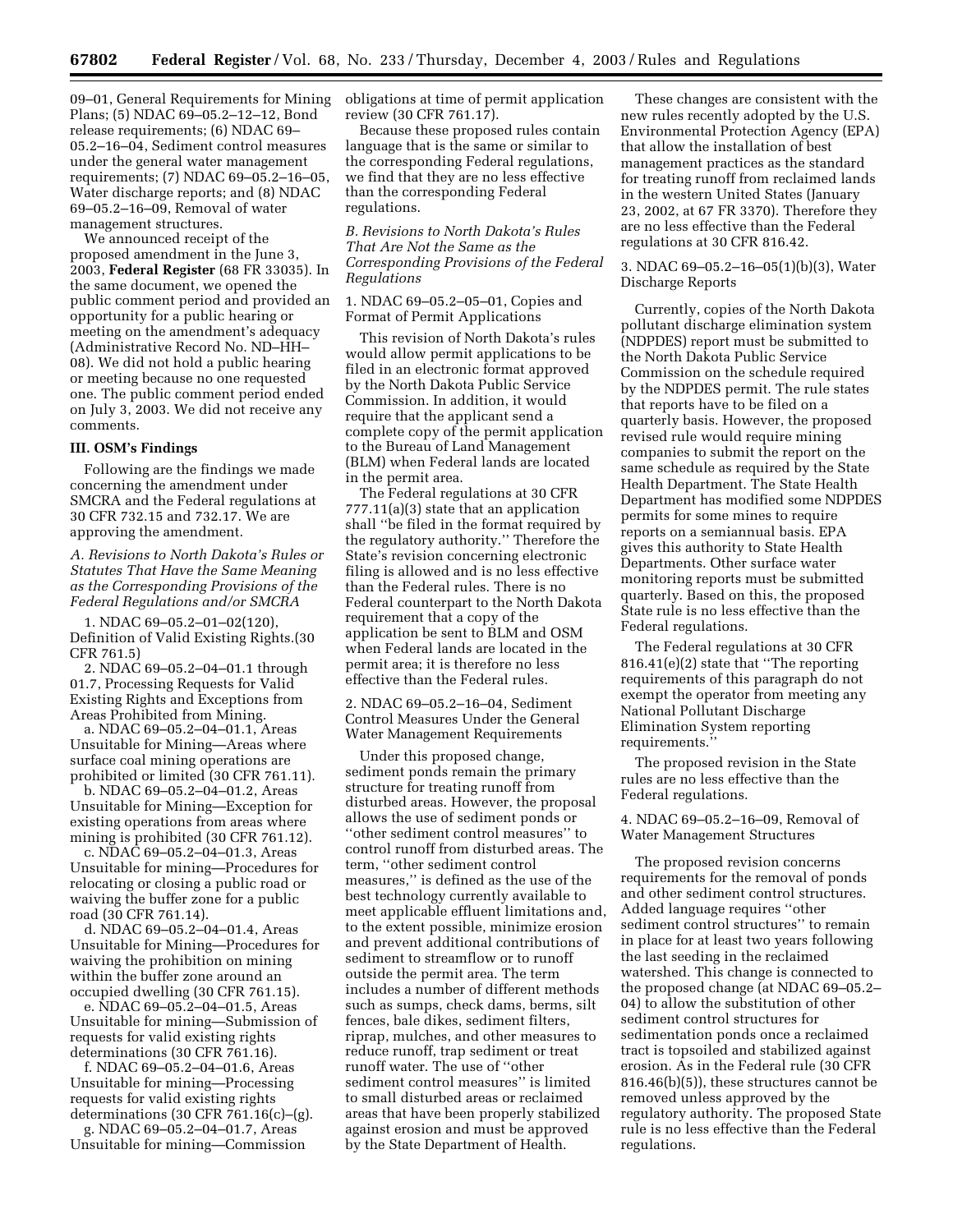09–01, General Requirements for Mining Plans; (5) NDAC 69–05.2–12–12, Bond release requirements; (6) NDAC 69–05.2–16–04, Sediment control measures under the general water management requirements; (7) NDAC 69–05.2–16–05, Water discharge reports; and (8) NDAC 69–05.2–16–09, Removal of water management structures.

We announced receipt of the proposed amendment in the June 3, 2003, **Federal Register** (68 FR 33035). In the same document, we opened the public comment period and provided an opportunity for a public hearing or meeting on the amendment's adequacy (Administrative Record No. ND–HH–08). We did not hold a public hearing or meeting because no one requested one. The public comment period ended on July 3, 2003. We did not receive any comments.

## III. OSM's Findings

Following are the findings we made concerning the amendment under SMCRA and the Federal regulations at 30 CFR 732.15 and 732.17. We are approving the amendment.

### *A. Revisions to North Dakota's Rules or Statutes That Have the Same Meaning as the Corresponding Provisions of the Federal Regulations and/or SMCRA*

1. NDAC 69–05.2–01–02(120), Definition of Valid Existing Rights.(30 CFR 761.5)

2. NDAC 69–05.2–04–01.1 through 01.7, Processing Requests for Valid Existing Rights and Exceptions from Areas Prohibited from Mining.

a. NDAC 69–05.2–04–01.1, Areas Unsuitable for Mining—Areas where surface coal mining operations are prohibited or limited (30 CFR 761.11).

b. NDAC 69–05.2–04–01.2, Areas Unsuitable for Mining—Exception for existing operations from areas where mining is prohibited (30 CFR 761.12).

c. NDAC 69–05.2–04–01.3, Areas Unsuitable for mining—Procedures for relocating or closing a public road or waiving the buffer zone for a public road (30 CFR 761.14).

d. NDAC 69–05.2–04–01.4, Areas Unsuitable for Mining—Procedures for waiving the prohibition on mining within the buffer zone around an occupied dwelling (30 CFR 761.15).

e. NDAC 69–05.2–04–01.5, Areas Unsuitable for mining—Submission of requests for valid existing rights determinations (30 CFR 761.16).

f. NDAC 69–05.2–04–01.6, Areas Unsuitable for mining—Processing requests for valid existing rights determinations (30 CFR 761.16(c)–(g).

g. NDAC 69–05.2–04–01.7, Areas Unsuitable for mining—Commission obligations at time of permit application review (30 CFR 761.17).

Because these proposed rules contain language that is the same or similar to the corresponding Federal regulations, we find that they are no less effective than the corresponding Federal regulations.

### *B. Revisions to North Dakota's Rules That Are Not the Same as the Corresponding Provisions of the Federal Regulations*

1. NDAC 69–05.2–05–01, Copies and Format of Permit Applications

This revision of North Dakota's rules would allow permit applications to be filed in an electronic format approved by the North Dakota Public Service Commission. In addition, it would require that the applicant send a complete copy of the permit application to the Bureau of Land Management (BLM) when Federal lands are located in the permit area.

The Federal regulations at 30 CFR 777.11(a)(3) state that an application shall "be filed in the format required by the regulatory authority." Therefore the State's revision concerning electronic filing is allowed and is no less effective than the Federal rules. There is no Federal counterpart to the North Dakota requirement that a copy of the application be sent to BLM and OSM when Federal lands are located in the permit area; it is therefore no less effective than the Federal rules.

2. NDAC 69–05.2–16–04, Sediment Control Measures Under the General Water Management Requirements

Under this proposed change, sediment ponds remain the primary structure for treating runoff from disturbed areas. However, the proposal allows the use of sediment ponds or "other sediment control measures" to control runoff from disturbed areas. The term, "other sediment control measures," is defined as the use of the best technology currently available to meet applicable effluent limitations and, to the extent possible, minimize erosion and prevent additional contributions of sediment to streamflow or to runoff outside the permit area. The term includes a number of different methods such as sumps, check dams, berms, silt fences, bale dikes, sediment filters, riprap, mulches, and other measures to reduce runoff, trap sediment or treat runoff water. The use of "other sediment control measures" is limited to small disturbed areas or reclaimed areas that have been properly stabilized against erosion and must be approved by the State Department of Health.

These changes are consistent with the new rules recently adopted by the U.S. Environmental Protection Agency (EPA) that allow the installation of best management practices as the standard for treating runoff from reclaimed lands in the western United States (January 23, 2002, at 67 FR 3370). Therefore they are no less effective than the Federal regulations at 30 CFR 816.42.

3. NDAC 69–05.2–16–05(1)(b)(3), Water Discharge Reports

Currently, copies of the North Dakota pollutant discharge elimination system (NDPDES) report must be submitted to the North Dakota Public Service Commission on the schedule required by the NDPDES permit. The rule states that reports have to be filed on a quarterly basis. However, the proposed revised rule would require mining companies to submit the report on the same schedule as required by the State Health Department. The State Health Department has modified some NDPDES permits for some mines to require reports on a semiannual basis. EPA gives this authority to State Health Departments. Other surface water monitoring reports must be submitted quarterly. Based on this, the proposed State rule is no less effective than the Federal regulations.

The Federal regulations at 30 CFR 816.41(e)(2) state that "The reporting requirements of this paragraph do not exempt the operator from meeting any National Pollutant Discharge Elimination System reporting requirements."

The proposed revision in the State rules are no less effective than the Federal regulations.

4. NDAC 69–05.2–16–09, Removal of Water Management Structures

The proposed revision concerns requirements for the removal of ponds and other sediment control structures. Added language requires "other sediment control structures" to remain in place for at least two years following the last seeding in the reclaimed watershed. This change is connected to the proposed change (at NDAC 69–05.2–04) to allow the substitution of other sediment control structures for sedimentation ponds once a reclaimed tract is topsoiled and stabilized against erosion. As in the Federal rule (30 CFR 816.46(b)(5)), these structures cannot be removed unless approved by the regulatory authority. The proposed State rule is no less effective than the Federal regulations.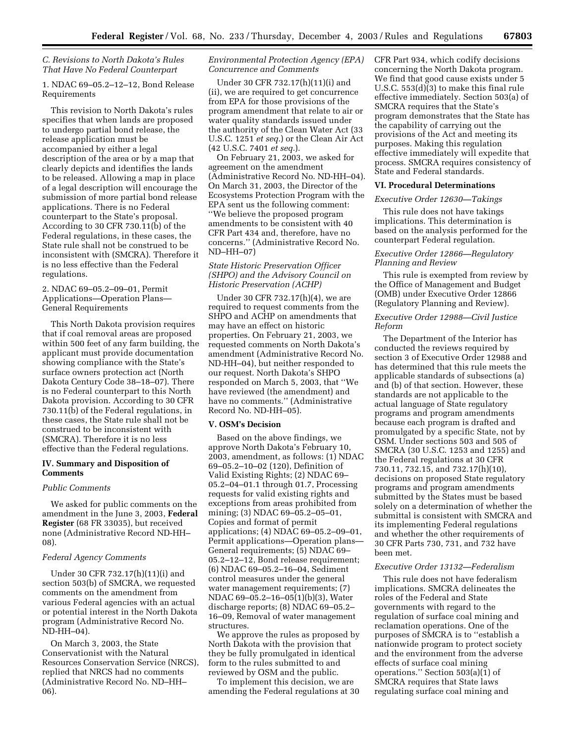### C. Revisions to North Dakota's Rules That Have No Federal Counterpart

1. NDAC 69–05.2–12–12, Bond Release Requirements

This revision to North Dakota's rules specifies that when lands are proposed to undergo partial bond release, the release application must be accompanied by either a legal description of the area or by a map that clearly depicts and identifies the lands to be released. Allowing a map in place of a legal description will encourage the submission of more partial bond release applications. There is no Federal counterpart to the State's proposal. According to 30 CFR 730.11(b) of the Federal regulations, in these cases, the State rule shall not be construed to be inconsistent with (SMCRA). Therefore it is no less effective than the Federal regulations.

2. NDAC 69–05.2–09–01, Permit Applications—Operation Plans—General Requirements

This North Dakota provision requires that if coal removal areas are proposed within 500 feet of any farm building, the applicant must provide documentation showing compliance with the State's surface owners protection act (North Dakota Century Code 38–18–07). There is no Federal counterpart to this North Dakota provision. According to 30 CFR 730.11(b) of the Federal regulations, in these cases, the State rule shall not be construed to be inconsistent with (SMCRA). Therefore it is no less effective than the Federal regulations.

## IV. Summary and Disposition of Comments

### *Public Comments*

We asked for public comments on the amendment in the June 3, 2003, **Federal Register** (68 FR 33035), but received none (Administrative Record ND-HH–08).

### *Federal Agency Comments*

Under 30 CFR 732.17(h)(11)(i) and section 503(b) of SMCRA, we requested comments on the amendment from various Federal agencies with an actual or potential interest in the North Dakota program (Administrative Record No. ND-HH–04).

On March 3, 2003, the State Conservationist with the Natural Resources Conservation Service (NRCS), replied that NRCS had no comments (Administrative Record No. ND–HH–06).

### *Environmental Protection Agency (EPA) Concurrence and Comments*

Under 30 CFR 732.17(h)(11)(i) and (ii), we are required to get concurrence from EPA for those provisions of the program amendment that relate to air or water quality standards issued under the authority of the Clean Water Act (33 U.S.C. 1251 *et seq.*) or the Clean Air Act (42 U.S.C. 7401 *et seq.*).

On February 21, 2003, we asked for agreement on the amendment (Administrative Record No. ND-HH–04). On March 31, 2003, the Director of the Ecosystems Protection Program with the EPA sent us the following comment: ''We believe the proposed program amendments to be consistent with 40 CFR Part 434 and, therefore, have no concerns.'' (Administrative Record No. ND–HH–07)

### *State Historic Preservation Officer (SHPO) and the Advisory Council on Historic Preservation (ACHP)*

Under 30 CFR 732.17(h)(4), we are required to request comments from the SHPO and ACHP on amendments that may have an effect on historic properties. On February 21, 2003, we requested comments on North Dakota's amendment (Administrative Record No. ND-HH–04), but neither responded to our request. North Dakota's SHPO responded on March 5, 2003, that ''We have reviewed (the amendment) and have no comments.'' (Administrative Record No. ND-HH–05).

## V. OSM's Decision

Based on the above findings, we approve North Dakota's February 10, 2003, amendment, as follows: (1) NDAC 69–05.2–10–02 (120), Definition of Valid Existing Rights; (2) NDAC 69–05.2–04–01.1 through 01.7, Processing requests for valid existing rights and exceptions from areas prohibited from mining; (3) NDAC 69–05.2–05–01, Copies and format of permit applications; (4) NDAC 69–05.2–09–01, Permit applications—Operation plans—General requirements; (5) NDAC 69–05.2–12–12, Bond release requirement; (6) NDAC 69–05.2–16–04, Sediment control measures under the general water management requirements; (7) NDAC 69–05.2–16–05(1)(b)(3), Water discharge reports; (8) NDAC 69–05.2–16–09, Removal of water management structures.

We approve the rules as proposed by North Dakota with the provision that they be fully promulgated in identical form to the rules submitted to and reviewed by OSM and the public.

To implement this decision, we are amending the Federal regulations at 30 CFR Part 934, which codify decisions concerning the North Dakota program. We find that good cause exists under 5 U.S.C. 553(d)(3) to make this final rule effective immediately. Section 503(a) of SMCRA requires that the State's program demonstrates that the State has the capability of carrying out the provisions of the Act and meeting its purposes. Making this regulation effective immediately will expedite that process. SMCRA requires consistency of State and Federal standards.

## VI. Procedural Determinations

### *Executive Order 12630—Takings*

This rule does not have takings implications. This determination is based on the analysis performed for the counterpart Federal regulation.

### *Executive Order 12866—Regulatory Planning and Review*

This rule is exempted from review by the Office of Management and Budget (OMB) under Executive Order 12866 (Regulatory Planning and Review).

### *Executive Order 12988—Civil Justice Reform*

The Department of the Interior has conducted the reviews required by section 3 of Executive Order 12988 and has determined that this rule meets the applicable standards of subsections (a) and (b) of that section. However, these standards are not applicable to the actual language of State regulatory programs and program amendments because each program is drafted and promulgated by a specific State, not by OSM. Under sections 503 and 505 of SMCRA (30 U.S.C. 1253 and 1255) and the Federal regulations at 30 CFR 730.11, 732.15, and 732.17(h)(10), decisions on proposed State regulatory programs and program amendments submitted by the States must be based solely on a determination of whether the submittal is consistent with SMCRA and its implementing Federal regulations and whether the other requirements of 30 CFR Parts 730, 731, and 732 have been met.

### *Executive Order 13132—Federalism*

This rule does not have federalism implications. SMCRA delineates the roles of the Federal and State governments with regard to the regulation of surface coal mining and reclamation operations. One of the purposes of SMCRA is to ''establish a nationwide program to protect society and the environment from the adverse effects of surface coal mining operations.'' Section 503(a)(1) of SMCRA requires that State laws regulating surface coal mining and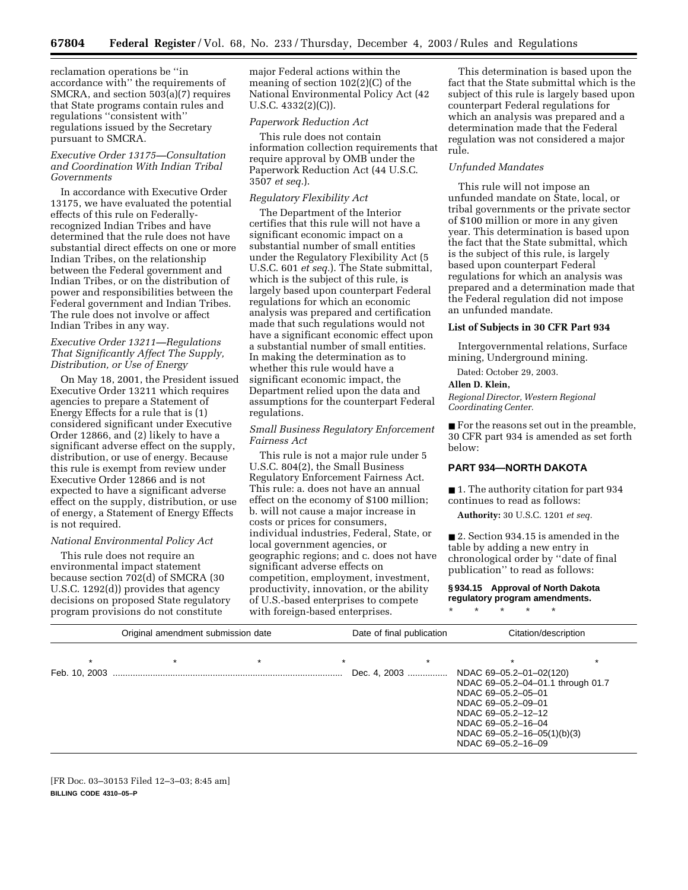reclamation operations be ''in accordance with'' the requirements of SMCRA, and section 503(a)(7) requires that State programs contain rules and regulations ''consistent with'' regulations issued by the Secretary pursuant to SMCRA.

*Executive Order 13175—Consultation and Coordination With Indian Tribal Governments*

In accordance with Executive Order 13175, we have evaluated the potential effects of this rule on Federally-recognized Indian Tribes and have determined that the rule does not have substantial direct effects on one or more Indian Tribes, on the relationship between the Federal government and Indian Tribes, or on the distribution of power and responsibilities between the Federal government and Indian Tribes. The rule does not involve or affect Indian Tribes in any way.

*Executive Order 13211—Regulations That Significantly Affect The Supply, Distribution, or Use of Energy*

On May 18, 2001, the President issued Executive Order 13211 which requires agencies to prepare a Statement of Energy Effects for a rule that is (1) considered significant under Executive Order 12866, and (2) likely to have a significant adverse effect on the supply, distribution, or use of energy. Because this rule is exempt from review under Executive Order 12866 and is not expected to have a significant adverse effect on the supply, distribution, or use of energy, a Statement of Energy Effects is not required.

*National Environmental Policy Act*

This rule does not require an environmental impact statement because section 702(d) of SMCRA (30 U.S.C. 1292(d)) provides that agency decisions on proposed State regulatory program provisions do not constitute major Federal actions within the meaning of section 102(2)(C) of the National Environmental Policy Act (42 U.S.C. 4332(2)(C)).

*Paperwork Reduction Act*

This rule does not contain information collection requirements that require approval by OMB under the Paperwork Reduction Act (44 U.S.C. 3507 *et seq.*).

*Regulatory Flexibility Act*

The Department of the Interior certifies that this rule will not have a significant economic impact on a substantial number of small entities under the Regulatory Flexibility Act (5 U.S.C. 601 *et seq.*). The State submittal, which is the subject of this rule, is largely based upon counterpart Federal regulations for which an economic analysis was prepared and certification made that such regulations would not have a significant economic effect upon a substantial number of small entities. In making the determination as to whether this rule would have a significant economic impact, the Department relied upon the data and assumptions for the counterpart Federal regulations.

*Small Business Regulatory Enforcement Fairness Act*

This rule is not a major rule under 5 U.S.C. 804(2), the Small Business Regulatory Enforcement Fairness Act. This rule: a. does not have an annual effect on the economy of $100 million; b. will not cause a major increase in costs or prices for consumers, individual industries, Federal, State, or local government agencies, or geographic regions; and c. does not have significant adverse effects on competition, employment, investment, productivity, innovation, or the ability of U.S.-based enterprises to compete with foreign-based enterprises.

This determination is based upon the fact that the State submittal which is the subject of this rule is largely based upon counterpart Federal regulations for which an analysis was prepared and a determination made that the Federal regulation was not considered a major rule.

*Unfunded Mandates*

This rule will not impose an unfunded mandate on State, local, or tribal governments or the private sector of $100 million or more in any given year. This determination is based upon the fact that the State submittal, which is the subject of this rule, is largely based upon counterpart Federal regulations for which an analysis was prepared and a determination made that the Federal regulation did not impose an unfunded mandate.

**List of Subjects in 30 CFR Part 934**

Intergovernmental relations, Surface mining, Underground mining.

Dated: October 29, 2003.

**Allen D. Klein,**

*Regional Director, Western Regional Coordinating Center.*

■ For the reasons set out in the preamble, 30 CFR part 934 is amended as set forth below:

## PART 934—NORTH DAKOTA

■ 1. The authority citation for part 934 continues to read as follows:

**Authority:** 30 U.S.C. 1201 *et seq.*

■ 2. Section 934.15 is amended in the table by adding a new entry in chronological order by ''date of final publication'' to read as follows:

**§ 934.15 Approval of North Dakota regulatory program amendments.**

\* \* \* \* \*

| Original amendment submission date | Date of final publication | Citation/description |
|---|---|---|
| \* \* \* | \* \* | \* \* |
| Feb. 10, 2003 | Dec. 4, 2003 | NDAC 69–05.2–01–02(120)<br>NDAC 69–05.2–04–01.1 through 01.7<br>NDAC 69–05.2–05–01<br>NDAC 69–05.2–09–01<br>NDAC 69–05.2–12–12<br>NDAC 69–05.2–16–04<br>NDAC 69–05.2–16–05(1)(b)(3)<br>NDAC 69–05.2–16–09 |

[FR Doc. 03–30153 Filed 12–3–03; 8:45 am]

**BILLING CODE 4310–05–P**